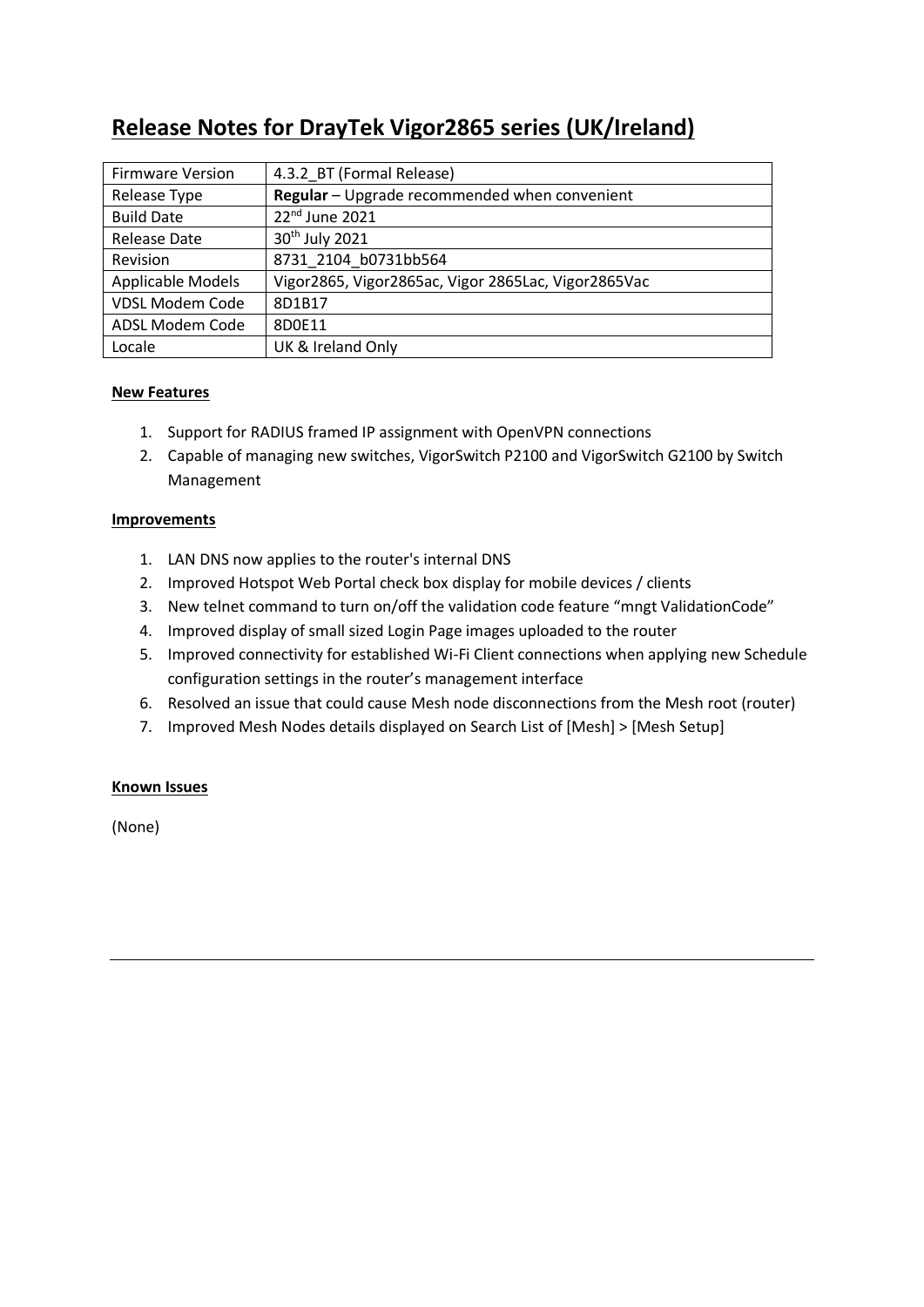# Release Notes for DrayTek Vigor2865 series (UK/Ireland)

| Firmware Version | 4.3.2_BT (Formal Release) |
|---|---|
| Release Type | **Regular** – Upgrade recommended when convenient |
| Build Date | 22nd June 2021 |
| Release Date | 30th July 2021 |
| Revision | 8731_2104_b0731bb564 |
| Applicable Models | Vigor2865, Vigor2865ac, Vigor 2865Lac, Vigor2865Vac |
| VDSL Modem Code | 8D1B17 |
| ADSL Modem Code | 8D0E11 |
| Locale | UK & Ireland Only |

**New Features**

1. Support for RADIUS framed IP assignment with OpenVPN connections
2. Capable of managing new switches, VigorSwitch P2100 and VigorSwitch G2100 by Switch Management

**Improvements**

1. LAN DNS now applies to the router's internal DNS
2. Improved Hotspot Web Portal check box display for mobile devices / clients
3. New telnet command to turn on/off the validation code feature "mngt ValidationCode"
4. Improved display of small sized Login Page images uploaded to the router
5. Improved connectivity for established Wi-Fi Client connections when applying new Schedule configuration settings in the router's management interface
6. Resolved an issue that could cause Mesh node disconnections from the Mesh root (router)
7. Improved Mesh Nodes details displayed on Search List of [Mesh] > [Mesh Setup]

**Known Issues**

(None)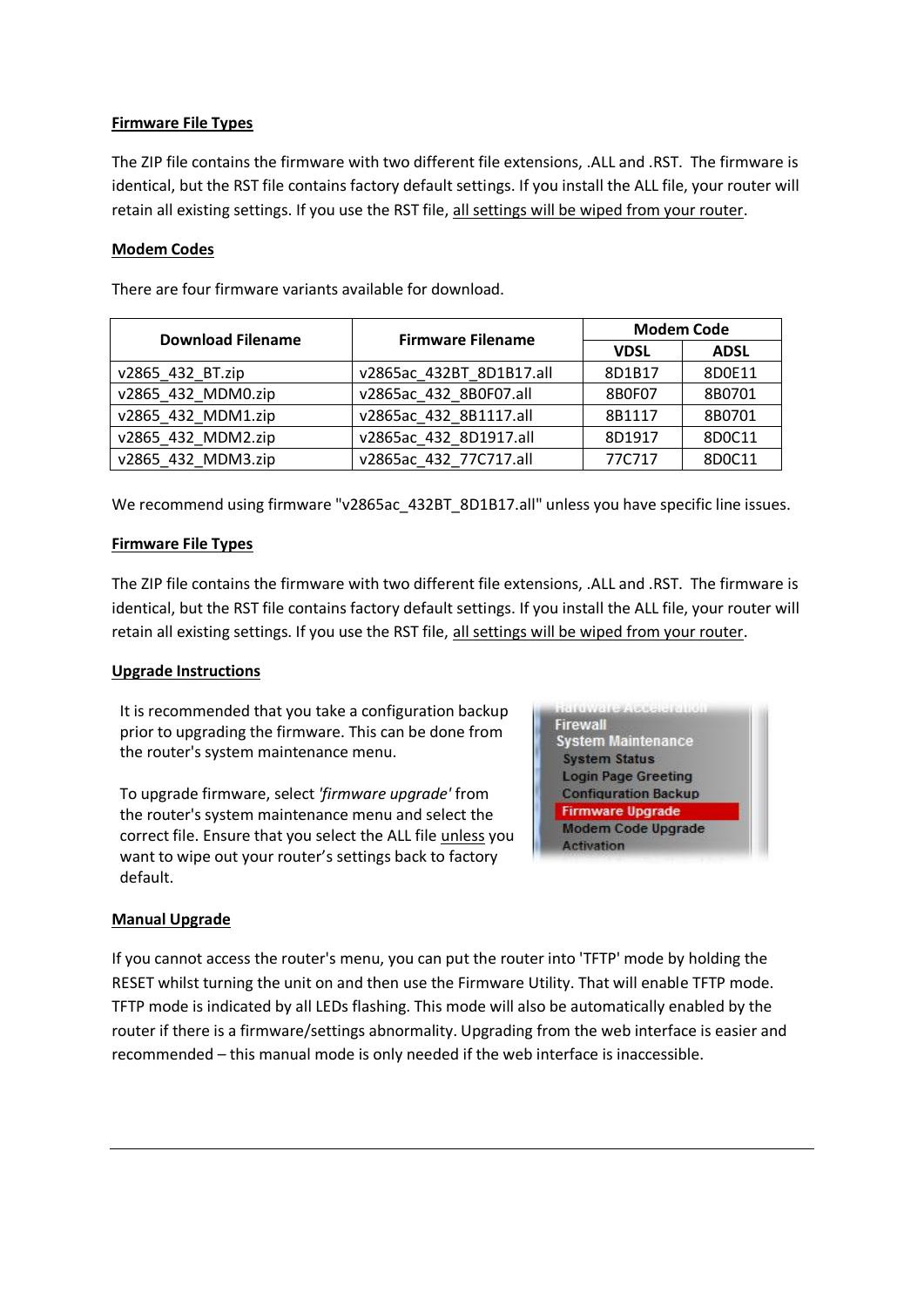**Firmware File Types**

The ZIP file contains the firmware with two different file extensions, .ALL and .RST. The firmware is identical, but the RST file contains factory default settings. If you install the ALL file, your router will retain all existing settings. If you use the RST file, all settings will be wiped from your router.

**Modem Codes**

There are four firmware variants available for download.

| Download Filename | Firmware Filename | Modem Code | |
|---|---|---|---|
| | | VDSL | ADSL |
| v2865_432_BT.zip | v2865ac_432BT_8D1B17.all | 8D1B17 | 8D0E11 |
| v2865_432_MDM0.zip | v2865ac_432_8B0F07.all | 8B0F07 | 8B0701 |
| v2865_432_MDM1.zip | v2865ac_432_8B1117.all | 8B1117 | 8B0701 |
| v2865_432_MDM2.zip | v2865ac_432_8D1917.all | 8D1917 | 8D0C11 |
| v2865_432_MDM3.zip | v2865ac_432_77C717.all | 77C717 | 8D0C11 |

We recommend using firmware "v2865ac_432BT_8D1B17.all" unless you have specific line issues.

**Firmware File Types**

The ZIP file contains the firmware with two different file extensions, .ALL and .RST. The firmware is identical, but the RST file contains factory default settings. If you install the ALL file, your router will retain all existing settings. If you use the RST file, all settings will be wiped from your router.

**Upgrade Instructions**

It is recommended that you take a configuration backup prior to upgrading the firmware. This can be done from the router's system maintenance menu.

To upgrade firmware, select *'firmware upgrade'* from the router's system maintenance menu and select the correct file. Ensure that you select the ALL file unless you want to wipe out your router's settings back to factory default.

**Manual Upgrade**

If you cannot access the router's menu, you can put the router into 'TFTP' mode by holding the RESET whilst turning the unit on and then use the Firmware Utility. That will enable TFTP mode. TFTP mode is indicated by all LEDs flashing. This mode will also be automatically enabled by the router if there is a firmware/settings abnormality. Upgrading from the web interface is easier and recommended – this manual mode is only needed if the web interface is inaccessible.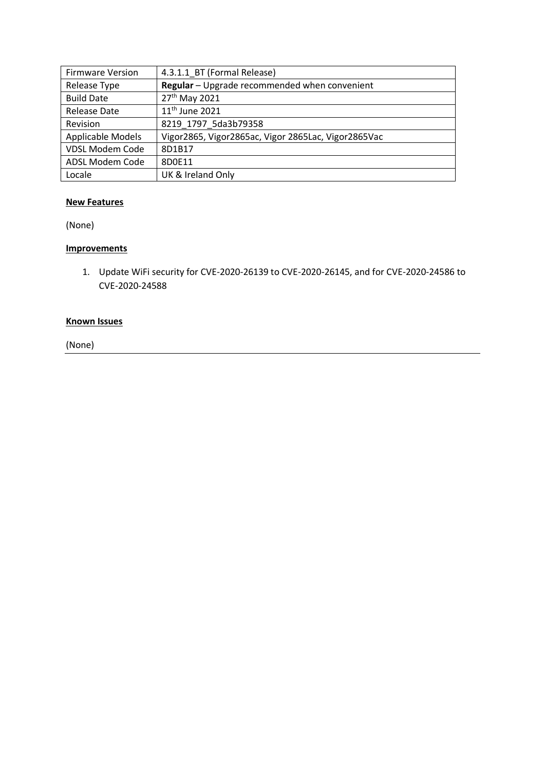| Firmware Version | 4.3.1.1_BT (Formal Release) |
| --- | --- |
| Release Type | **Regular** – Upgrade recommended when convenient |
| Build Date | 27th May 2021 |
| Release Date | 11th June 2021 |
| Revision | 8219_1797_5da3b79358 |
| Applicable Models | Vigor2865, Vigor2865ac, Vigor 2865Lac, Vigor2865Vac |
| VDSL Modem Code | 8D1B17 |
| ADSL Modem Code | 8D0E11 |
| Locale | UK & Ireland Only |

**New Features**

(None)

**Improvements**

1. Update WiFi security for CVE-2020-26139 to CVE-2020-26145, and for CVE-2020-24586 to CVE-2020-24588

**Known Issues**

(None)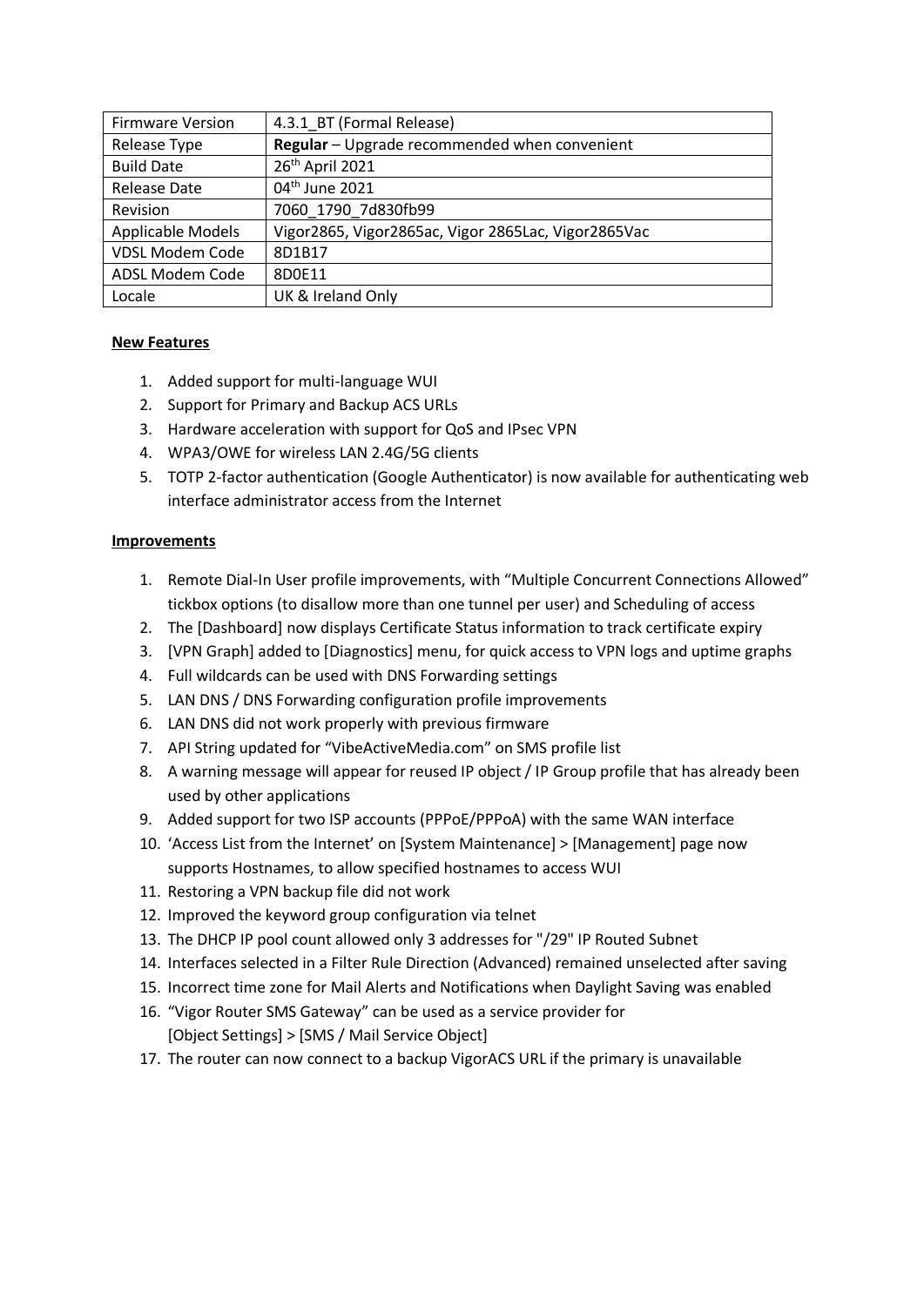| Firmware Version | 4.3.1_BT (Formal Release) |
|---|---|
| Release Type | **Regular** – Upgrade recommended when convenient |
| Build Date | 26th April 2021 |
| Release Date | 04th June 2021 |
| Revision | 7060_1790_7d830fb99 |
| Applicable Models | Vigor2865, Vigor2865ac, Vigor 2865Lac, Vigor2865Vac |
| VDSL Modem Code | 8D1B17 |
| ADSL Modem Code | 8D0E11 |
| Locale | UK & Ireland Only |

**New Features**

1. Added support for multi-language WUI
2. Support for Primary and Backup ACS URLs
3. Hardware acceleration with support for QoS and IPsec VPN
4. WPA3/OWE for wireless LAN 2.4G/5G clients
5. TOTP 2-factor authentication (Google Authenticator) is now available for authenticating web interface administrator access from the Internet

**Improvements**

1. Remote Dial-In User profile improvements, with "Multiple Concurrent Connections Allowed" tickbox options (to disallow more than one tunnel per user) and Scheduling of access
2. The [Dashboard] now displays Certificate Status information to track certificate expiry
3. [VPN Graph] added to [Diagnostics] menu, for quick access to VPN logs and uptime graphs
4. Full wildcards can be used with DNS Forwarding settings
5. LAN DNS / DNS Forwarding configuration profile improvements
6. LAN DNS did not work properly with previous firmware
7. API String updated for "VibeActiveMedia.com" on SMS profile list
8. A warning message will appear for reused IP object / IP Group profile that has already been used by other applications
9. Added support for two ISP accounts (PPPoE/PPPoA) with the same WAN interface
10. 'Access List from the Internet' on [System Maintenance] > [Management] page now supports Hostnames, to allow specified hostnames to access WUI
11. Restoring a VPN backup file did not work
12. Improved the keyword group configuration via telnet
13. The DHCP IP pool count allowed only 3 addresses for "/29" IP Routed Subnet
14. Interfaces selected in a Filter Rule Direction (Advanced) remained unselected after saving
15. Incorrect time zone for Mail Alerts and Notifications when Daylight Saving was enabled
16. "Vigor Router SMS Gateway" can be used as a service provider for [Object Settings] > [SMS / Mail Service Object]
17. The router can now connect to a backup VigorACS URL if the primary is unavailable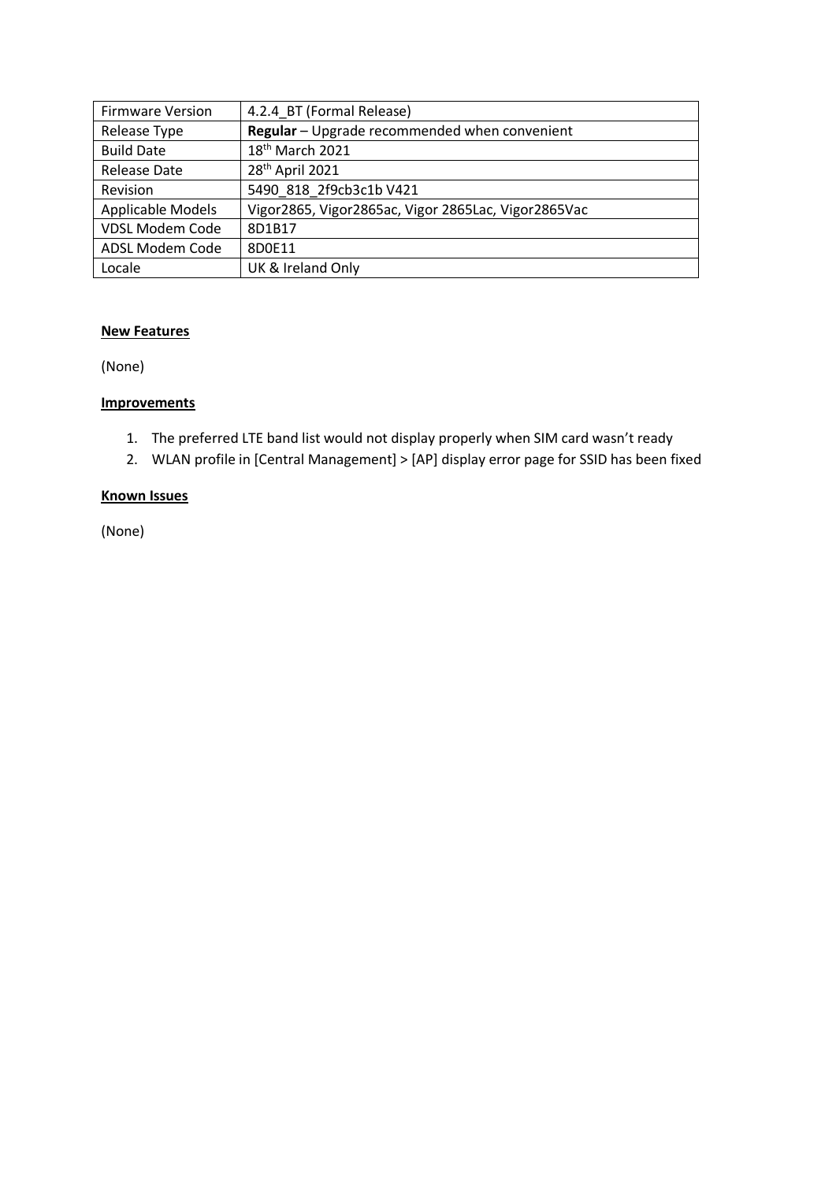| Firmware Version | 4.2.4_BT (Formal Release) |
| --- | --- |
| Release Type | **Regular** – Upgrade recommended when convenient |
| Build Date | 18th March 2021 |
| Release Date | 28th April 2021 |
| Revision | 5490_818_2f9cb3c1b V421 |
| Applicable Models | Vigor2865, Vigor2865ac, Vigor 2865Lac, Vigor2865Vac |
| VDSL Modem Code | 8D1B17 |
| ADSL Modem Code | 8D0E11 |
| Locale | UK & Ireland Only |

**New Features**

(None)

**Improvements**

1. The preferred LTE band list would not display properly when SIM card wasn't ready
2. WLAN profile in [Central Management] > [AP] display error page for SSID has been fixed

**Known Issues**

(None)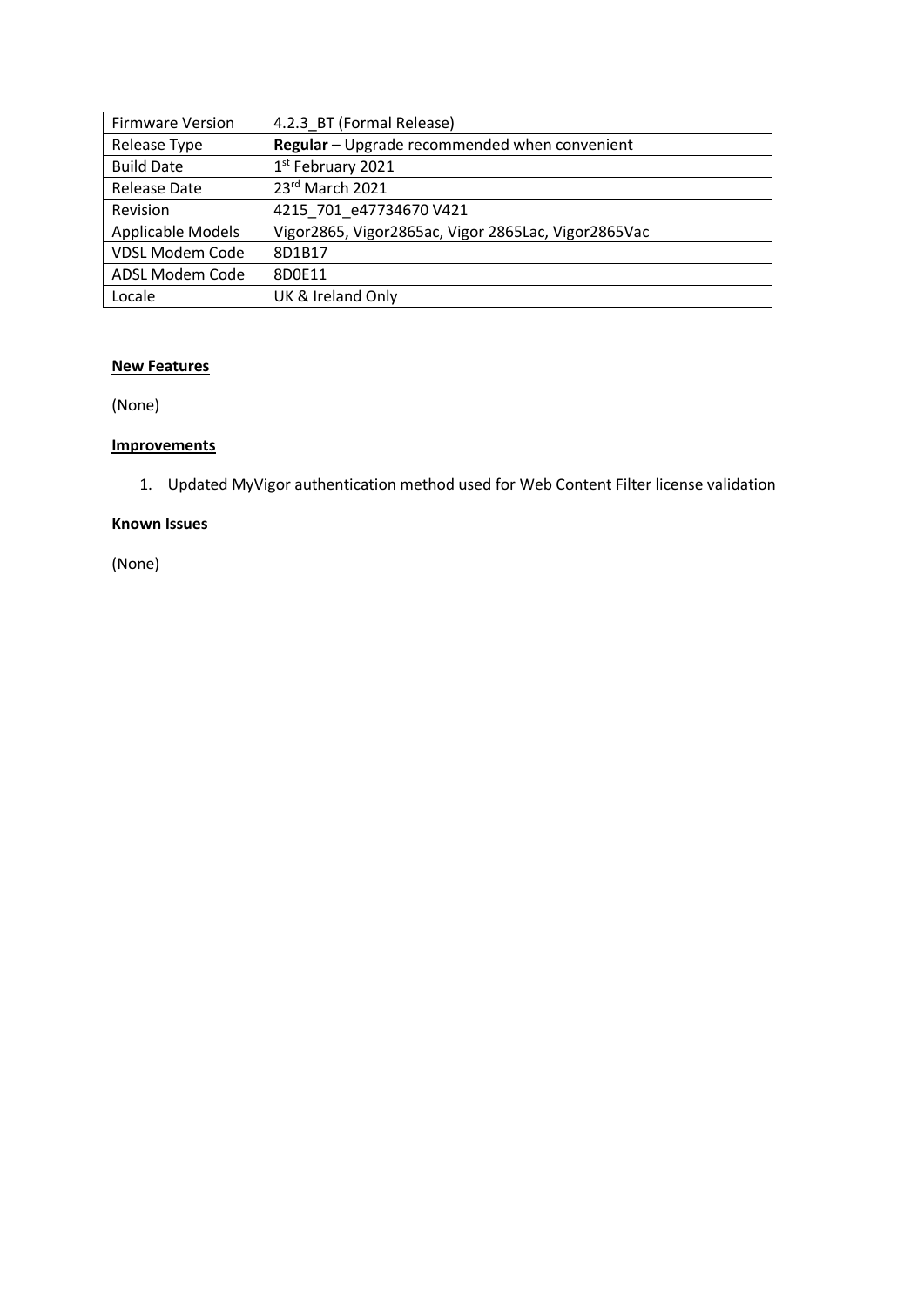| Firmware Version | 4.2.3_BT (Formal Release) |
| --- | --- |
| Release Type | **Regular** – Upgrade recommended when convenient |
| Build Date | 1st February 2021 |
| Release Date | 23rd March 2021 |
| Revision | 4215_701_e47734670 V421 |
| Applicable Models | Vigor2865, Vigor2865ac, Vigor 2865Lac, Vigor2865Vac |
| VDSL Modem Code | 8D1B17 |
| ADSL Modem Code | 8D0E11 |
| Locale | UK & Ireland Only |

**New Features**

(None)

**Improvements**

1. Updated MyVigor authentication method used for Web Content Filter license validation

**Known Issues**

(None)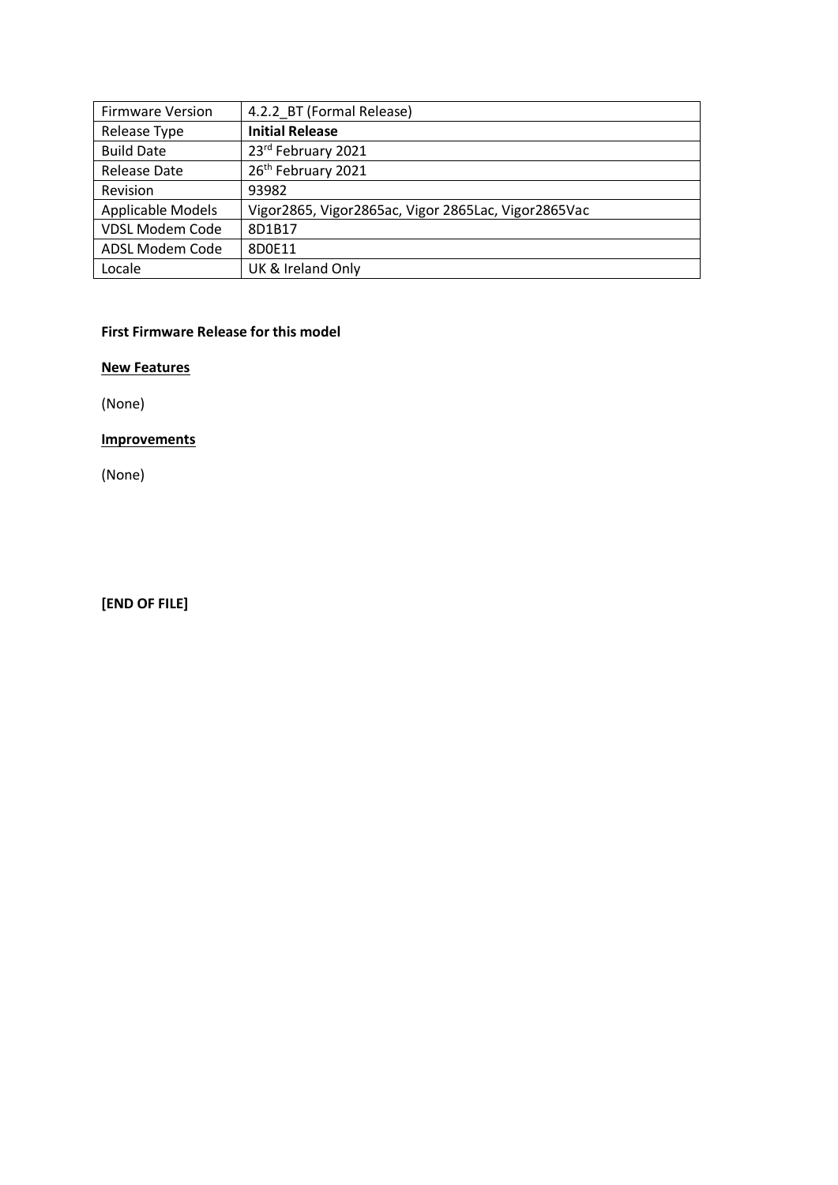| | |
|---|---|
| Firmware Version | 4.2.2_BT (Formal Release) |
| Release Type | **Initial Release** |
| Build Date | 23rd February 2021 |
| Release Date | 26th February 2021 |
| Revision | 93982 |
| Applicable Models | Vigor2865, Vigor2865ac, Vigor 2865Lac, Vigor2865Vac |
| VDSL Modem Code | 8D1B17 |
| ADSL Modem Code | 8D0E11 |
| Locale | UK & Ireland Only |

**First Firmware Release for this model**

**New Features**

(None)

**Improvements**

(None)

**[END OF FILE]**